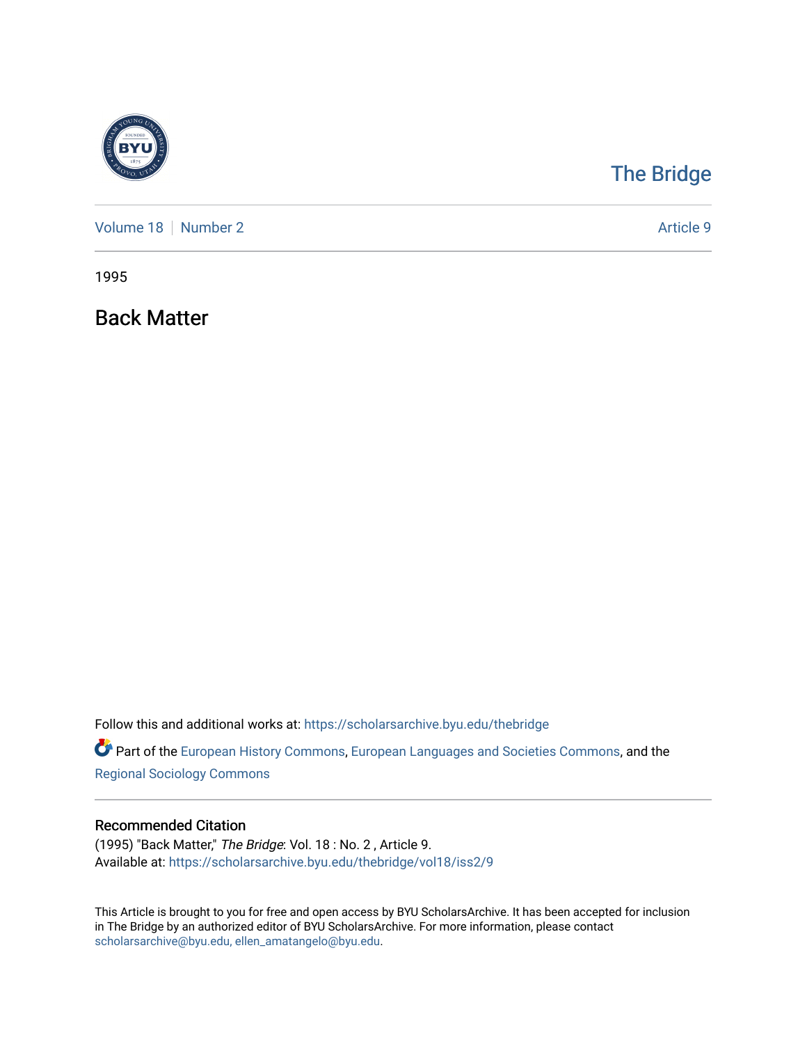The Bridge

Volume 18 | Number 2 | Article 9

1995

# Back Matter

Follow this and additional works at: https://scholarsarchive.byu.edu/thebridge

Part of the European History Commons, European Languages and Societies Commons, and the Regional Sociology Commons

## Recommended Citation

(1995) "Back Matter," *The Bridge*: Vol. 18 : No. 2 , Article 9.
Available at: https://scholarsarchive.byu.edu/thebridge/vol18/iss2/9

This Article is brought to you for free and open access by BYU ScholarsArchive. It has been accepted for inclusion in The Bridge by an authorized editor of BYU ScholarsArchive. For more information, please contact scholarsarchive@byu.edu, ellen_amatangelo@byu.edu.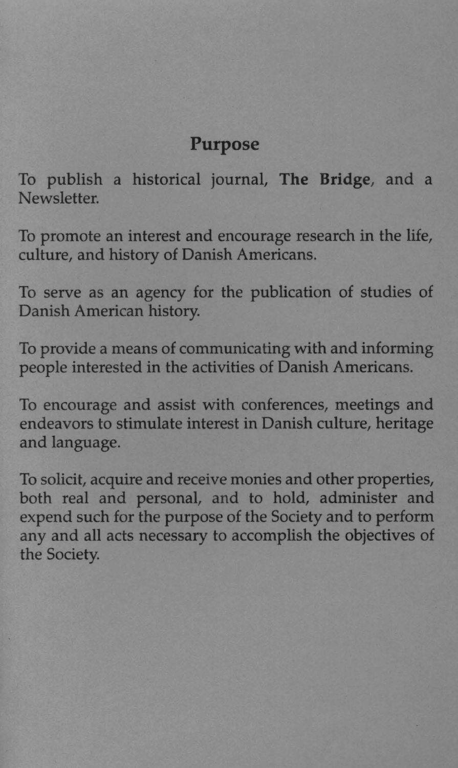## Purpose

To publish a historical journal, **The Bridge**, and a Newsletter.

To promote an interest and encourage research in the life, culture, and history of Danish Americans.

To serve as an agency for the publication of studies of Danish American history.

To provide a means of communicating with and informing people interested in the activities of Danish Americans.

To encourage and assist with conferences, meetings and endeavors to stimulate interest in Danish culture, heritage and language.

To solicit, acquire and receive monies and other properties, both real and personal, and to hold, administer and expend such for the purpose of the Society and to perform any and all acts necessary to accomplish the objectives of the Society.